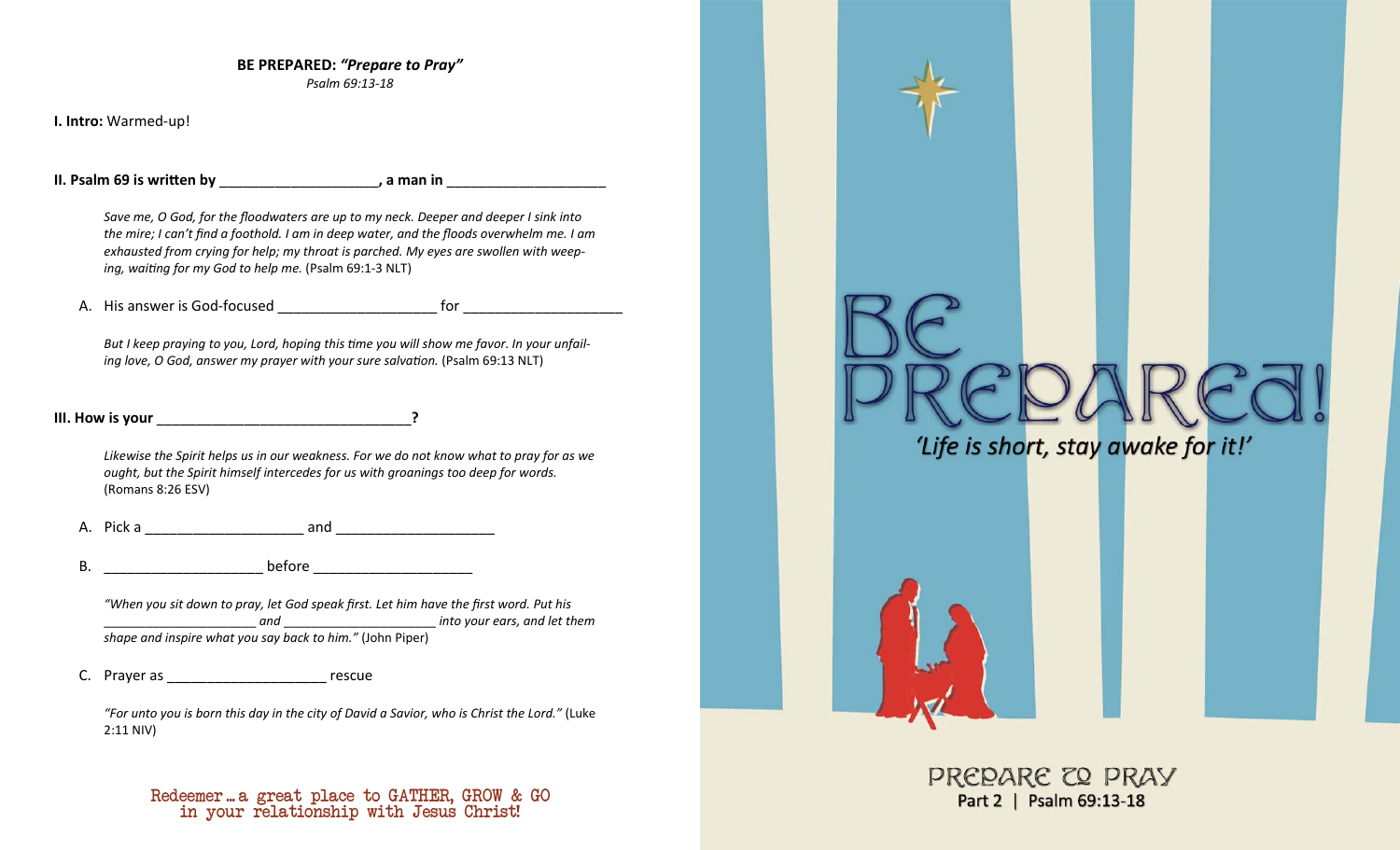**BE PREPARED: *"Prepare to Pray"***

*Psalm 69:13-18*

**I. Intro:** Warmed-up!

**II. Psalm 69 is written by ____________________, a man in ____________________**

*Save me, O God, for the floodwaters are up to my neck. Deeper and deeper I sink into the mire; I can't find a foothold. I am in deep water, and the floods overwhelm me. I am exhausted from crying for help; my throat is parched. My eyes are swollen with weeping, waiting for my God to help me.* (Psalm 69:1-3 NLT)

A. His answer is God-focused ____________________ for ____________________

*But I keep praying to you, Lord, hoping this time you will show me favor. In your unfailing love, O God, answer my prayer with your sure salvation.* (Psalm 69:13 NLT)

**III. How is your ________________________________?**

*Likewise the Spirit helps us in our weakness. For we do not know what to pray for as we ought, but the Spirit himself intercedes for us with groanings too deep for words.* (Romans 8:26 ESV)

A. Pick a ____________________ and ____________________

B. ____________________ before ____________________

*"When you sit down to pray, let God speak first. Let him have the first word. Put his ____________________ and ____________________ into your ears, and let them shape and inspire what you say back to him."* (John Piper)

C. Prayer as ____________________ rescue

*"For unto you is born this day in the city of David a Savior, who is Christ the Lord."* (Luke 2:11 NIV)

Redeemer … a great place to GATHER, GROW & GO in your relationship with Jesus Christ!

# BE PREPARED!

*'Life is short, stay awake for it!'*

PREPARE TO PRAY

Part 2 | Psalm 69:13-18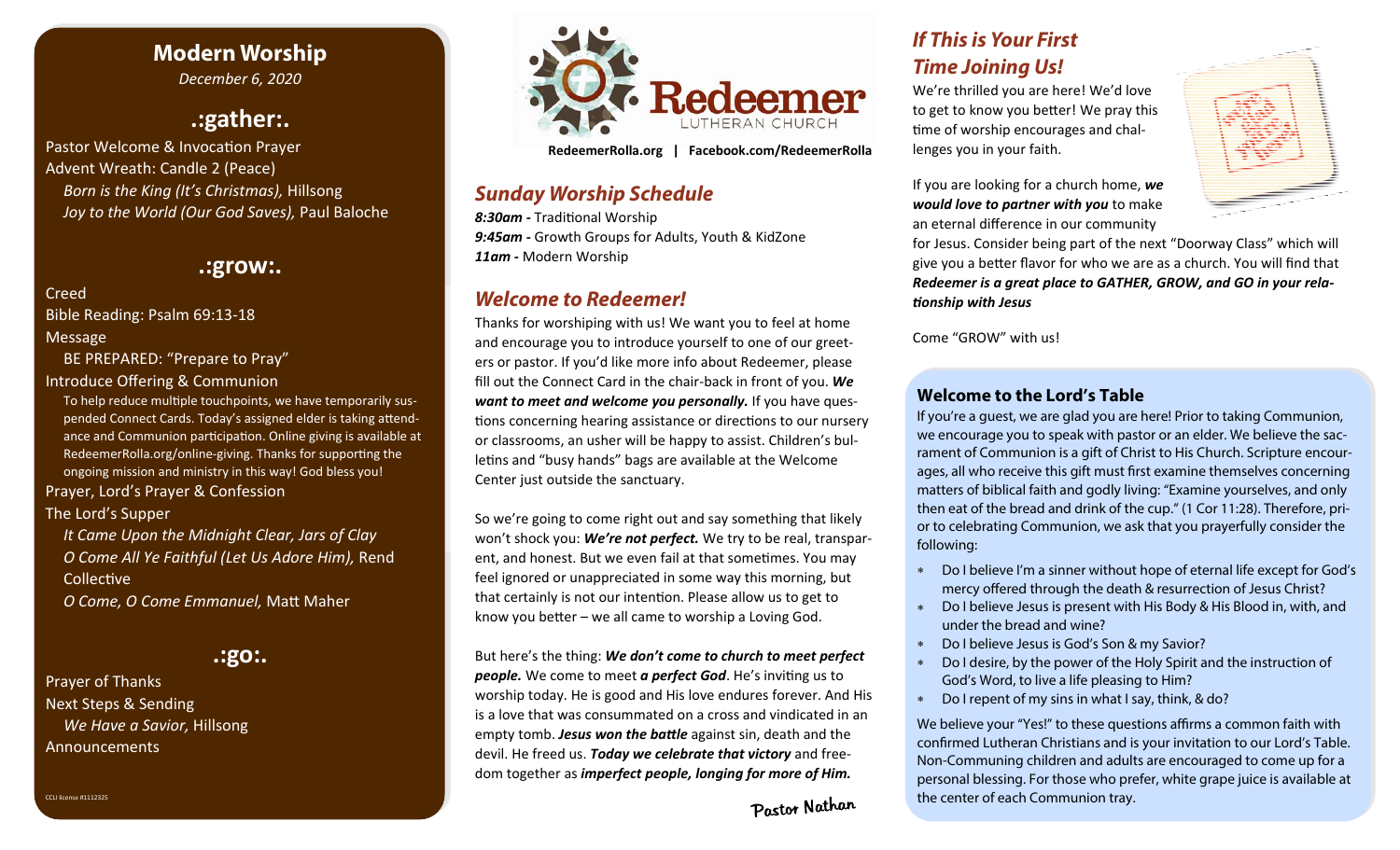## Modern Worship

*December 6, 2020*

### .:gather:.

Pastor Welcome & Invocation Prayer

Advent Wreath: Candle 2 (Peace)

*Born is the King (It's Christmas),* Hillsong

*Joy to the World (Our God Saves),* Paul Baloche

### .:grow:.

Creed

Bible Reading: Psalm 69:13-18

Message

BE PREPARED: "Prepare to Pray"

Introduce Offering & Communion

To help reduce multiple touchpoints, we have temporarily suspended Connect Cards. Today's assigned elder is taking attendance and Communion participation. Online giving is available at RedeemerRolla.org/online-giving. Thanks for supporting the ongoing mission and ministry in this way! God bless you!

Prayer, Lord's Prayer & Confession

The Lord's Supper

*It Came Upon the Midnight Clear, Jars of Clay*

*O Come All Ye Faithful (Let Us Adore Him),* Rend Collective

*O Come, O Come Emmanuel,* Matt Maher

### .:go:.

Prayer of Thanks

Next Steps & Sending

*We Have a Savior,* Hillsong

Announcements

CCLI license #1112325

Redeemer LUTHERAN CHURCH

**RedeemerRolla.org | Facebook.com/RedeemerRolla**

## *Sunday Worship Schedule*

***8:30am -*** Traditional Worship

***9:45am -*** Growth Groups for Adults, Youth & KidZone

***11am -*** Modern Worship

## *Welcome to Redeemer!*

Thanks for worshiping with us! We want you to feel at home and encourage you to introduce yourself to one of our greeters or pastor. If you'd like more info about Redeemer, please fill out the Connect Card in the chair-back in front of you. ***We want to meet and welcome you personally.*** If you have questions concerning hearing assistance or directions to our nursery or classrooms, an usher will be happy to assist. Children's bulletins and "busy hands" bags are available at the Welcome Center just outside the sanctuary.

So we're going to come right out and say something that likely won't shock you: ***We're not perfect.*** We try to be real, transparent, and honest. But we even fail at that sometimes. You may feel ignored or unappreciated in some way this morning, but that certainly is not our intention. Please allow us to get to know you better – we all came to worship a Loving God.

But here's the thing: ***We don't come to church to meet perfect people.*** We come to meet ***a perfect God***. He's inviting us to worship today. He is good and His love endures forever. And His is a love that was consummated on a cross and vindicated in an empty tomb. ***Jesus won the battle*** against sin, death and the devil. He freed us. ***Today we celebrate that victory*** and freedom together as ***imperfect people, longing for more of Him.***

Pastor Nathan

## *If This is Your First Time Joining Us!*

We're thrilled you are here! We'd love to get to know you better! We pray this time of worship encourages and challenges you in your faith.

If you are looking for a church home, ***we would love to partner with you*** to make an eternal difference in our community for Jesus. Consider being part of the next "Doorway Class" which will give you a better flavor for who we are as a church. You will find that ***Redeemer is a great place to GATHER, GROW, and GO in your relationship with Jesus***

Come "GROW" with us!

### Welcome to the Lord's Table

If you're a guest, we are glad you are here! Prior to taking Communion, we encourage you to speak with pastor or an elder. We believe the sacrament of Communion is a gift of Christ to His Church. Scripture encourages, all who receive this gift must first examine themselves concerning matters of biblical faith and godly living: "Examine yourselves, and only then eat of the bread and drink of the cup." (1 Cor 11:28). Therefore, prior to celebrating Communion, we ask that you prayerfully consider the following:

- Do I believe I'm a sinner without hope of eternal life except for God's mercy offered through the death & resurrection of Jesus Christ?
- Do I believe Jesus is present with His Body & His Blood in, with, and under the bread and wine?
- Do I believe Jesus is God's Son & my Savior?
- Do I desire, by the power of the Holy Spirit and the instruction of God's Word, to live a life pleasing to Him?
- Do I repent of my sins in what I say, think, & do?

We believe your "Yes!" to these questions affirms a common faith with confirmed Lutheran Christians and is your invitation to our Lord's Table. Non-Communing children and adults are encouraged to come up for a personal blessing. For those who prefer, white grape juice is available at the center of each Communion tray.